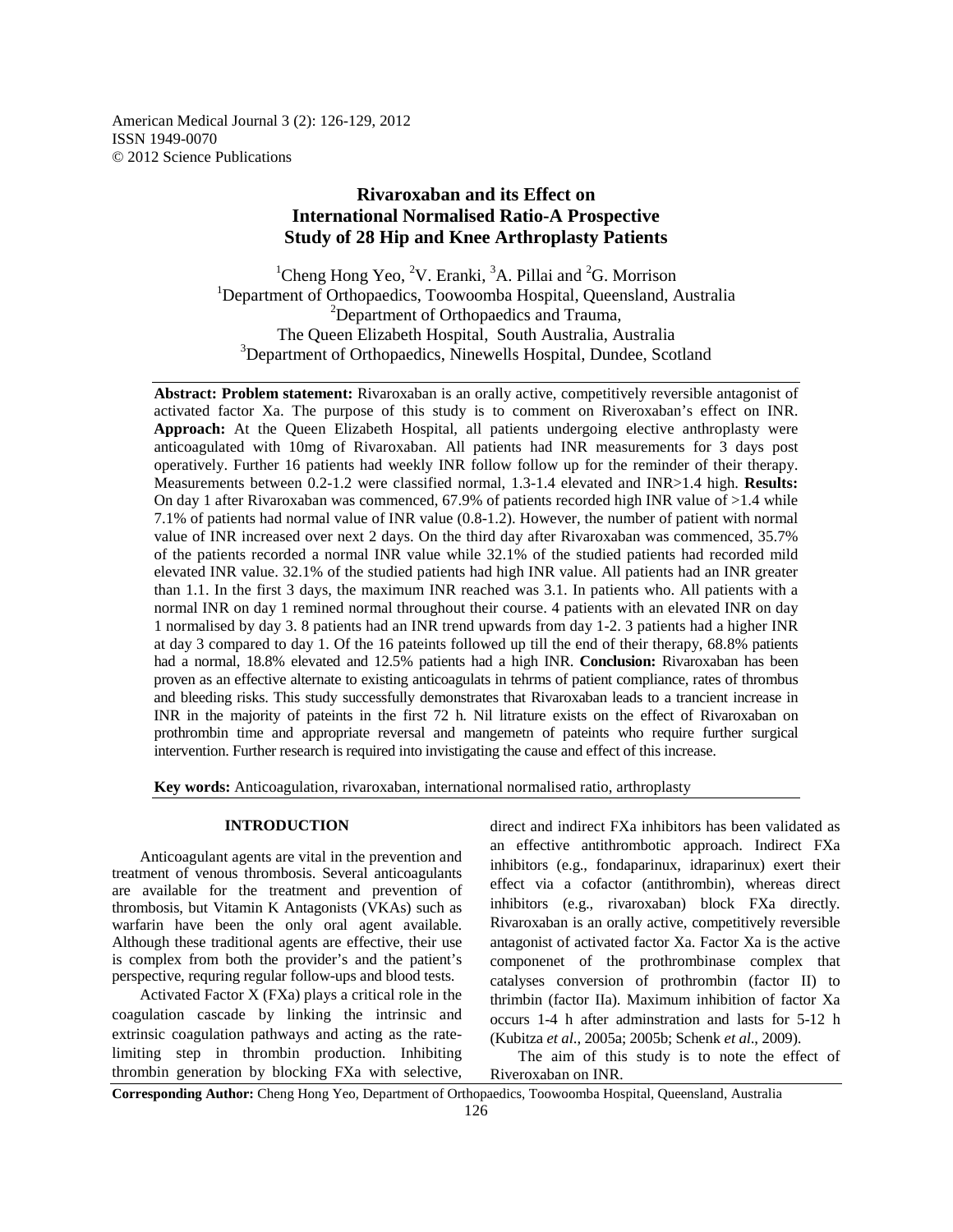American Medical Journal 3 (2): 126-129, 2012
ISSN 1949-0070
© 2012 Science Publications

# Rivaroxaban and its Effect on International Normalised Ratio-A Prospective Study of 28 Hip and Knee Arthroplasty Patients

[1]Cheng Hong Yeo, [2]V. Eranki, [3]A. Pillai and [2]G. Morrison

[1]Department of Orthopaedics, Toowoomba Hospital, Queensland, Australia
[2]Department of Orthopaedics and Trauma, The Queen Elizabeth Hospital, South Australia, Australia
[3]Department of Orthopaedics, Ninewells Hospital, Dundee, Scotland

**Abstract: Problem statement:** Rivaroxaban is an orally active, competitively reversible antagonist of activated factor Xa. The purpose of this study is to comment on Riveroxaban's effect on INR. **Approach:** At the Queen Elizabeth Hospital, all patients undergoing elective anthroplasty were anticoagulated with 10mg of Rivaroxaban. All patients had INR measurements for 3 days post operatively. Further 16 patients had weekly INR follow follow up for the reminder of their therapy. Measurements between 0.2-1.2 were classified normal, 1.3-1.4 elevated and INR>1.4 high. **Results:** On day 1 after Rivaroxaban was commenced, 67.9% of patients recorded high INR value of >1.4 while 7.1% of patients had normal value of INR value (0.8-1.2). However, the number of patient with normal value of INR increased over next 2 days. On the third day after Rivaroxaban was commenced, 35.7% of the patients recorded a normal INR value while 32.1% of the studied patients had recorded mild elevated INR value. 32.1% of the studied patients had high INR value. All patients had an INR greater than 1.1. In the first 3 days, the maximum INR reached was 3.1. In patients who. All patients with a normal INR on day 1 remined normal throughout their course. 4 patients with an elevated INR on day 1 normalised by day 3. 8 patients had an INR trend upwards from day 1-2. 3 patients had a higher INR at day 3 compared to day 1. Of the 16 pateints followed up till the end of their therapy, 68.8% patients had a normal, 18.8% elevated and 12.5% patients had a high INR. **Conclusion:** Rivaroxaban has been proven as an effective alternate to existing anticoagulats in tehrms of patient compliance, rates of thrombus and bleeding risks. This study successfully demonstrates that Rivaroxaban leads to a trancient increase in INR in the majority of pateints in the first 72 h. Nil litrature exists on the effect of Rivaroxaban on prothrombin time and appropriate reversal and mangemetn of pateints who require further surgical intervention. Further research is required into invistigating the cause and effect of this increase.

**Key words:** Anticoagulation, rivaroxaban, international normalised ratio, arthroplasty

## INTRODUCTION

Anticoagulant agents are vital in the prevention and treatment of venous thrombosis. Several anticoagulants are available for the treatment and prevention of thrombosis, but Vitamin K Antagonists (VKAs) such as warfarin have been the only oral agent available. Although these traditional agents are effective, their use is complex from both the provider's and the patient's perspective, requring regular follow-ups and blood tests.

Activated Factor X (FXa) plays a critical role in the coagulation cascade by linking the intrinsic and extrinsic coagulation pathways and acting as the rate-limiting step in thrombin production. Inhibiting thrombin generation by blocking FXa with selective, direct and indirect FXa inhibitors has been validated as an effective antithrombotic approach. Indirect FXa inhibitors (e.g., fondaparinux, idraparinux) exert their effect via a cofactor (antithrombin), whereas direct inhibitors (e.g., rivaroxaban) block FXa directly. Rivaroxaban is an orally active, competitively reversible antagonist of activated factor Xa. Factor Xa is the active componenet of the prothrombinase complex that catalyses conversion of prothrombin (factor II) to thrimbin (factor IIa). Maximum inhibition of factor Xa occurs 1-4 h after adminstration and lasts for 5-12 h (Kubitza *et al*., 2005a; 2005b; Schenk *et al*., 2009).

The aim of this study is to note the effect of Riveroxaban on INR.

**Corresponding Author:** Cheng Hong Yeo, Department of Orthopaedics, Toowoomba Hospital, Queensland, Australia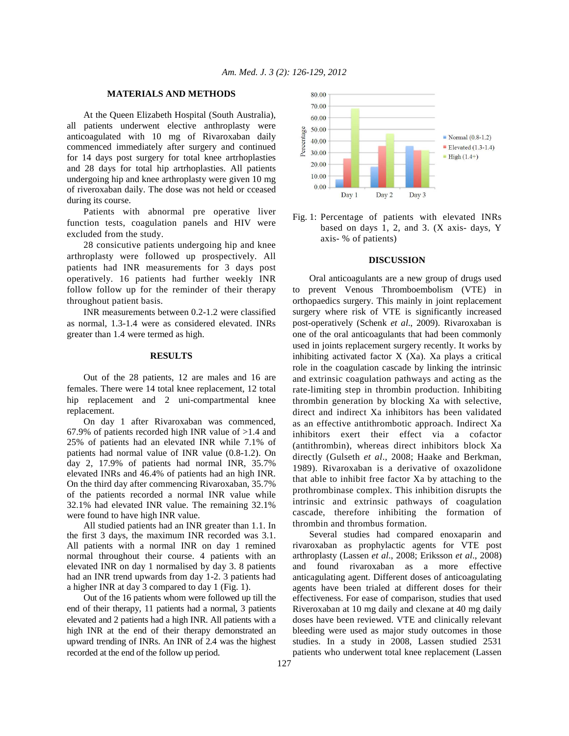## MATERIALS AND METHODS

At the Queen Elizabeth Hospital (South Australia), all patients underwent elective anthroplasty were anticoagulated with 10 mg of Rivaroxaban daily commenced immediately after surgery and continued for 14 days post surgery for total knee artrhoplasties and 28 days for total hip artrhoplasties. All patients undergoing hip and knee arthroplasty were given 10 mg of riveroxaban daily. The dose was not held or cceased during its course.

Patients with abnormal pre operative liver function tests, coagulation panels and HIV were excluded from the study.

28 consicutive patients undergoing hip and knee arthroplasty were followed up prospectively. All patients had INR measurements for 3 days post operatively. 16 patients had further weekly INR follow follow up for the reminder of their therapy throughout patient basis.

INR measurements between 0.2-1.2 were classified as normal, 1.3-1.4 were as considered elevated. INRs greater than 1.4 were termed as high.

## RESULTS

Out of the 28 patients, 12 are males and 16 are females. There were 14 total knee replacement, 12 total hip replacement and 2 uni-compartmental knee replacement.

On day 1 after Rivaroxaban was commenced, 67.9% of patients recorded high INR value of >1.4 and 25% of patients had an elevated INR while 7.1% of patients had normal value of INR value (0.8-1.2). On day 2, 17.9% of patients had normal INR, 35.7% elevated INRs and 46.4% of patients had an high INR. On the third day after commencing Rivaroxaban, 35.7% of the patients recorded a normal INR value while 32.1% had elevated INR value. The remaining 32.1% were found to have high INR value.

All studied patients had an INR greater than 1.1. In the first 3 days, the maximum INR recorded was 3.1. All patients with a normal INR on day 1 remined normal throughout their course. 4 patients with an elevated INR on day 1 normalised by day 3. 8 patients had an INR trend upwards from day 1-2. 3 patients had a higher INR at day 3 compared to day 1 (Fig. 1).

Out of the 16 patients whom were followed up till the end of their therapy, 11 patients had a normal, 3 patients elevated and 2 patients had a high INR. All patients with a high INR at the end of their therapy demonstrated an upward trending of INRs. An INR of 2.4 was the highest recorded at the end of the follow up period.

Fig. 1: Percentage of patients with elevated INRs based on days 1, 2, and 3. (X axis- days, Y axis- % of patients)

## DISCUSSION

Oral anticoagulants are a new group of drugs used to prevent Venous Thromboembolism (VTE) in orthopaedics surgery. This mainly in joint replacement surgery where risk of VTE is significantly increased post-operatively (Schenk *et al*., 2009). Rivaroxaban is one of the oral anticoagulants that had been commonly used in joints replacement surgery recently. It works by inhibiting activated factor X (Xa). Xa plays a critical role in the coagulation cascade by linking the intrinsic and extrinsic coagulation pathways and acting as the rate-limiting step in thrombin production. Inhibiting thrombin generation by blocking Xa with selective, direct and indirect Xa inhibitors has been validated as an effective antithrombotic approach. Indirect Xa inhibitors exert their effect via a cofactor (antithrombin), whereas direct inhibitors block Xa directly (Gulseth *et al*., 2008; Haake and Berkman, 1989). Rivaroxaban is a derivative of oxazolidone that able to inhibit free factor Xa by attaching to the prothrombinase complex. This inhibition disrupts the intrinsic and extrinsic pathways of coagulation cascade, therefore inhibiting the formation of thrombin and thrombus formation.

Several studies had compared enoxaparin and rivaroxaban as prophylactic agents for VTE post arthroplasty (Lassen *et al*., 2008; Eriksson *et al*., 2008) and found rivaroxaban as a more effective anticagulating agent. Different doses of anticoagulating agents have been trialed at different doses for their effectiveness. For ease of comparison, studies that used Riveroxaban at 10 mg daily and clexane at 40 mg daily doses have been reviewed. VTE and clinically relevant bleeding were used as major study outcomes in those studies. In a study in 2008, Lassen studied 2531 patients who underwent total knee replacement (Lassen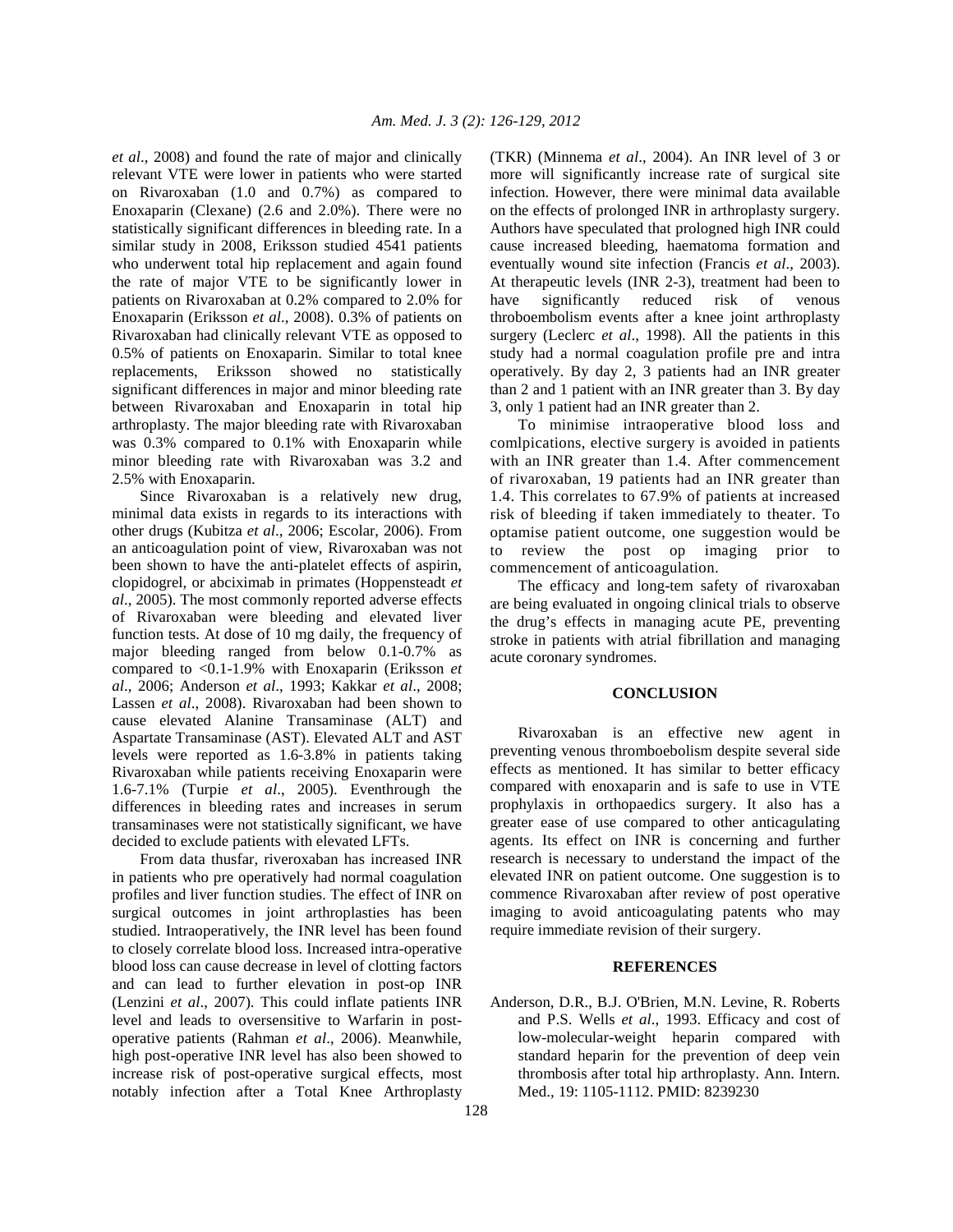*et al*., 2008) and found the rate of major and clinically relevant VTE were lower in patients who were started on Rivaroxaban (1.0 and 0.7%) as compared to Enoxaparin (Clexane) (2.6 and 2.0%). There were no statistically significant differences in bleeding rate. In a similar study in 2008, Eriksson studied 4541 patients who underwent total hip replacement and again found the rate of major VTE to be significantly lower in patients on Rivaroxaban at 0.2% compared to 2.0% for Enoxaparin (Eriksson *et al*., 2008). 0.3% of patients on Rivaroxaban had clinically relevant VTE as opposed to 0.5% of patients on Enoxaparin. Similar to total knee replacements, Eriksson showed no statistically significant differences in major and minor bleeding rate between Rivaroxaban and Enoxaparin in total hip arthroplasty. The major bleeding rate with Rivaroxaban was 0.3% compared to 0.1% with Enoxaparin while minor bleeding rate with Rivaroxaban was 3.2 and 2.5% with Enoxaparin.

Since Rivaroxaban is a relatively new drug, minimal data exists in regards to its interactions with other drugs (Kubitza *et al*., 2006; Escolar, 2006). From an anticoagulation point of view, Rivaroxaban was not been shown to have the anti-platelet effects of aspirin, clopidogrel, or abciximab in primates (Hoppensteadt *et al*., 2005). The most commonly reported adverse effects of Rivaroxaban were bleeding and elevated liver function tests. At dose of 10 mg daily, the frequency of major bleeding ranged from below 0.1-0.7% as compared to <0.1-1.9% with Enoxaparin (Eriksson *et al*., 2006; Anderson *et al*., 1993; Kakkar *et al*., 2008; Lassen *et al*., 2008). Rivaroxaban had been shown to cause elevated Alanine Transaminase (ALT) and Aspartate Transaminase (AST). Elevated ALT and AST levels were reported as 1.6-3.8% in patients taking Rivaroxaban while patients receiving Enoxaparin were 1.6-7.1% (Turpie *et al*., 2005). Eventhrough the differences in bleeding rates and increases in serum transaminases were not statistically significant, we have decided to exclude patients with elevated LFTs.

From data thusfar, riveroxaban has increased INR in patients who pre operatively had normal coagulation profiles and liver function studies. The effect of INR on surgical outcomes in joint arthroplasties has been studied. Intraoperatively, the INR level has been found to closely correlate blood loss. Increased intra-operative blood loss can cause decrease in level of clotting factors and can lead to further elevation in post-op INR (Lenzini *et al*., 2007). This could inflate patients INR level and leads to oversensitive to Warfarin in post-operative patients (Rahman *et al*., 2006). Meanwhile, high post-operative INR level has also been showed to increase risk of post-operative surgical effects, most notably infection after a Total Knee Arthroplasty (TKR) (Minnema *et al*., 2004). An INR level of 3 or more will significantly increase rate of surgical site infection. However, there were minimal data available on the effects of prolonged INR in arthroplasty surgery. Authors have speculated that prolonged high INR could cause increased bleeding, haematoma formation and eventually wound site infection (Francis *et al*., 2003). At therapeutic levels (INR 2-3), treatment had been to have significantly reduced risk of venous throboembolism events after a knee joint arthroplasty surgery (Leclerc *et al*., 1998). All the patients in this study had a normal coagulation profile pre and intra operatively. By day 2, 3 patients had an INR greater than 2 and 1 patient with an INR greater than 3. By day 3, only 1 patient had an INR greater than 2.

To minimise intraoperative blood loss and comlpications, elective surgery is avoided in patients with an INR greater than 1.4. After commencement of rivaroxaban, 19 patients had an INR greater than 1.4. This correlates to 67.9% of patients at increased risk of bleeding if taken immediately to theater. To optamise patient outcome, one suggestion would be to review the post op imaging prior to commencement of anticoagulation.

The efficacy and long-tem safety of rivaroxaban are being evaluated in ongoing clinical trials to observe the drug's effects in managing acute PE, preventing stroke in patients with atrial fibrillation and managing acute coronary syndromes.

## CONCLUSION

Rivaroxaban is an effective new agent in preventing venous thromboebolism despite several side effects as mentioned. It has similar to better efficacy compared with enoxaparin and is safe to use in VTE prophylaxis in orthopaedics surgery. It also has a greater ease of use compared to other anticagulating agents. Its effect on INR is concerning and further research is necessary to understand the impact of the elevated INR on patient outcome. One suggestion is to commence Rivaroxaban after review of post operative imaging to avoid anticoagulating patents who may require immediate revision of their surgery.

## REFERENCES

Anderson, D.R., B.J. O'Brien, M.N. Levine, R. Roberts and P.S. Wells *et al*., 1993. Efficacy and cost of low-molecular-weight heparin compared with standard heparin for the prevention of deep vein thrombosis after total hip arthroplasty. Ann. Intern. Med., 19: 1105-1112. PMID: 8239230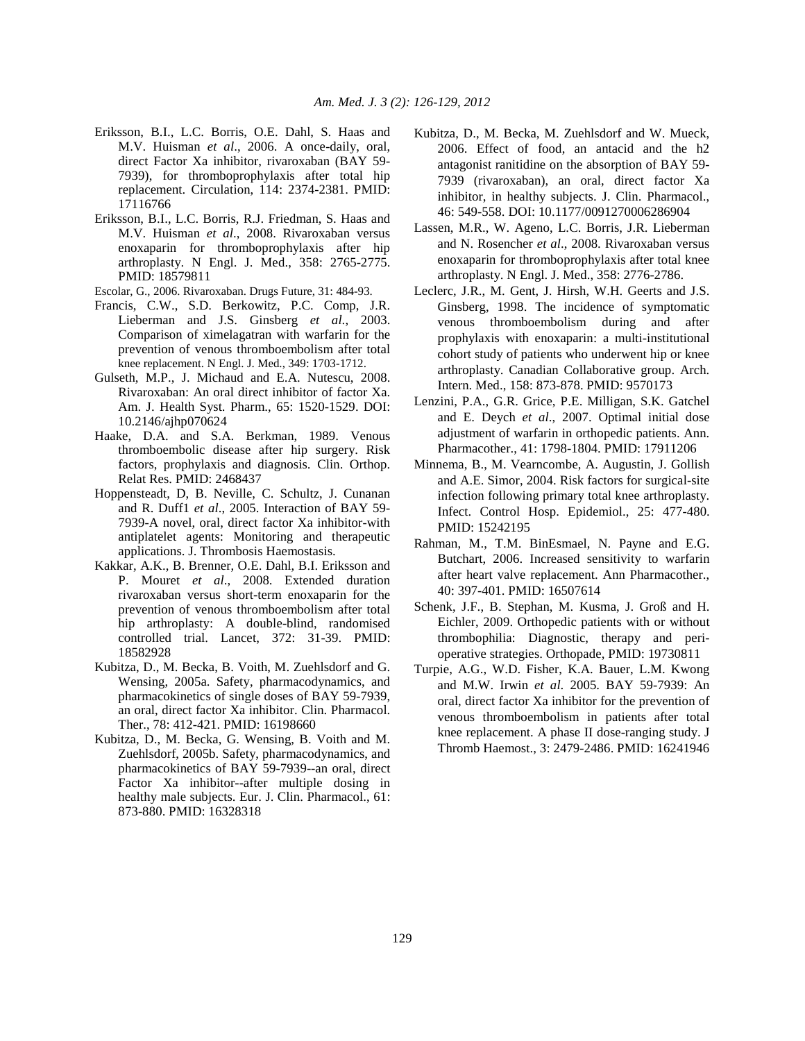Eriksson, B.I., L.C. Borris, O.E. Dahl, S. Haas and M.V. Huisman *et al*., 2006. A once-daily, oral, direct Factor Xa inhibitor, rivaroxaban (BAY 59-7939), for thromboprophylaxis after total hip replacement. Circulation, 114: 2374-2381. PMID: 17116766

Eriksson, B.I., L.C. Borris, R.J. Friedman, S. Haas and M.V. Huisman *et al*., 2008. Rivaroxaban versus enoxaparin for thromboprophylaxis after hip arthroplasty. N Engl. J. Med., 358: 2765-2775. PMID: 18579811

Escolar, G., 2006. Rivaroxaban. Drugs Future, 31: 484-93.

Francis, C.W., S.D. Berkowitz, P.C. Comp, J.R. Lieberman and J.S. Ginsberg *et al*., 2003. Comparison of ximelagatran with warfarin for the prevention of venous thromboembolism after total knee replacement. N Engl. J. Med., 349: 1703-1712.

Gulseth, M.P., J. Michaud and E.A. Nutescu, 2008. Rivaroxaban: An oral direct inhibitor of factor Xa. Am. J. Health Syst. Pharm., 65: 1520-1529. DOI: 10.2146/ajhp070624

Haake, D.A. and S.A. Berkman, 1989. Venous thromboembolic disease after hip surgery. Risk factors, prophylaxis and diagnosis. Clin. Orthop. Relat Res. PMID: 2468437

Hoppensteadt, D, B. Neville, C. Schultz, J. Cunanan and R. Duff1 *et al*., 2005. Interaction of BAY 59-7939-A novel, oral, direct factor Xa inhibitor-with antiplatelet agents: Monitoring and therapeutic applications. J. Thrombosis Haemostasis.

Kakkar, A.K., B. Brenner, O.E. Dahl, B.I. Eriksson and P. Mouret *et al*., 2008. Extended duration rivaroxaban versus short-term enoxaparin for the prevention of venous thromboembolism after total hip arthroplasty: A double-blind, randomised controlled trial. Lancet, 372: 31-39. PMID: 18582928

Kubitza, D., M. Becka, B. Voith, M. Zuehlsdorf and G. Wensing, 2005a. Safety, pharmacodynamics, and pharmacokinetics of single doses of BAY 59-7939, an oral, direct factor Xa inhibitor. Clin. Pharmacol. Ther., 78: 412-421. PMID: 16198660

Kubitza, D., M. Becka, G. Wensing, B. Voith and M. Zuehlsdorf, 2005b. Safety, pharmacodynamics, and pharmacokinetics of BAY 59-7939--an oral, direct Factor Xa inhibitor--after multiple dosing in healthy male subjects. Eur. J. Clin. Pharmacol., 61: 873-880. PMID: 16328318

Kubitza, D., M. Becka, M. Zuehlsdorf and W. Mueck, 2006. Effect of food, an antacid and the h2 antagonist ranitidine on the absorption of BAY 59-7939 (rivaroxaban), an oral, direct factor Xa inhibitor, in healthy subjects. J. Clin. Pharmacol., 46: 549-558. DOI: 10.1177/0091270006286904

Lassen, M.R., W. Ageno, L.C. Borris, J.R. Lieberman and N. Rosencher *et al*., 2008. Rivaroxaban versus enoxaparin for thromboprophylaxis after total knee arthroplasty. N Engl. J. Med., 358: 2776-2786.

Leclerc, J.R., M. Gent, J. Hirsh, W.H. Geerts and J.S. Ginsberg, 1998. The incidence of symptomatic venous thromboembolism during and after prophylaxis with enoxaparin: a multi-institutional cohort study of patients who underwent hip or knee arthroplasty. Canadian Collaborative group. Arch. Intern. Med., 158: 873-878. PMID: 9570173

Lenzini, P.A., G.R. Grice, P.E. Milligan, S.K. Gatchel and E. Deych *et al*., 2007. Optimal initial dose adjustment of warfarin in orthopedic patients. Ann. Pharmacother., 41: 1798-1804. PMID: 17911206

Minnema, B., M. Vearncombe, A. Augustin, J. Gollish and A.E. Simor, 2004. Risk factors for surgical-site infection following primary total knee arthroplasty. Infect. Control Hosp. Epidemiol., 25: 477-480. PMID: 15242195

Rahman, M., T.M. BinEsmael, N. Payne and E.G. Butchart, 2006. Increased sensitivity to warfarin after heart valve replacement. Ann Pharmacother., 40: 397-401. PMID: 16507614

Schenk, J.F., B. Stephan, M. Kusma, J. Groß and H. Eichler, 2009. Orthopedic patients with or without thrombophilia: Diagnostic, therapy and peri-operative strategies. Orthopade, PMID: 19730811

Turpie, A.G., W.D. Fisher, K.A. Bauer, L.M. Kwong and M.W. Irwin *et al*. 2005. BAY 59-7939: An oral, direct factor Xa inhibitor for the prevention of venous thromboembolism in patients after total knee replacement. A phase II dose-ranging study. J Thromb Haemost., 3: 2479-2486. PMID: 16241946